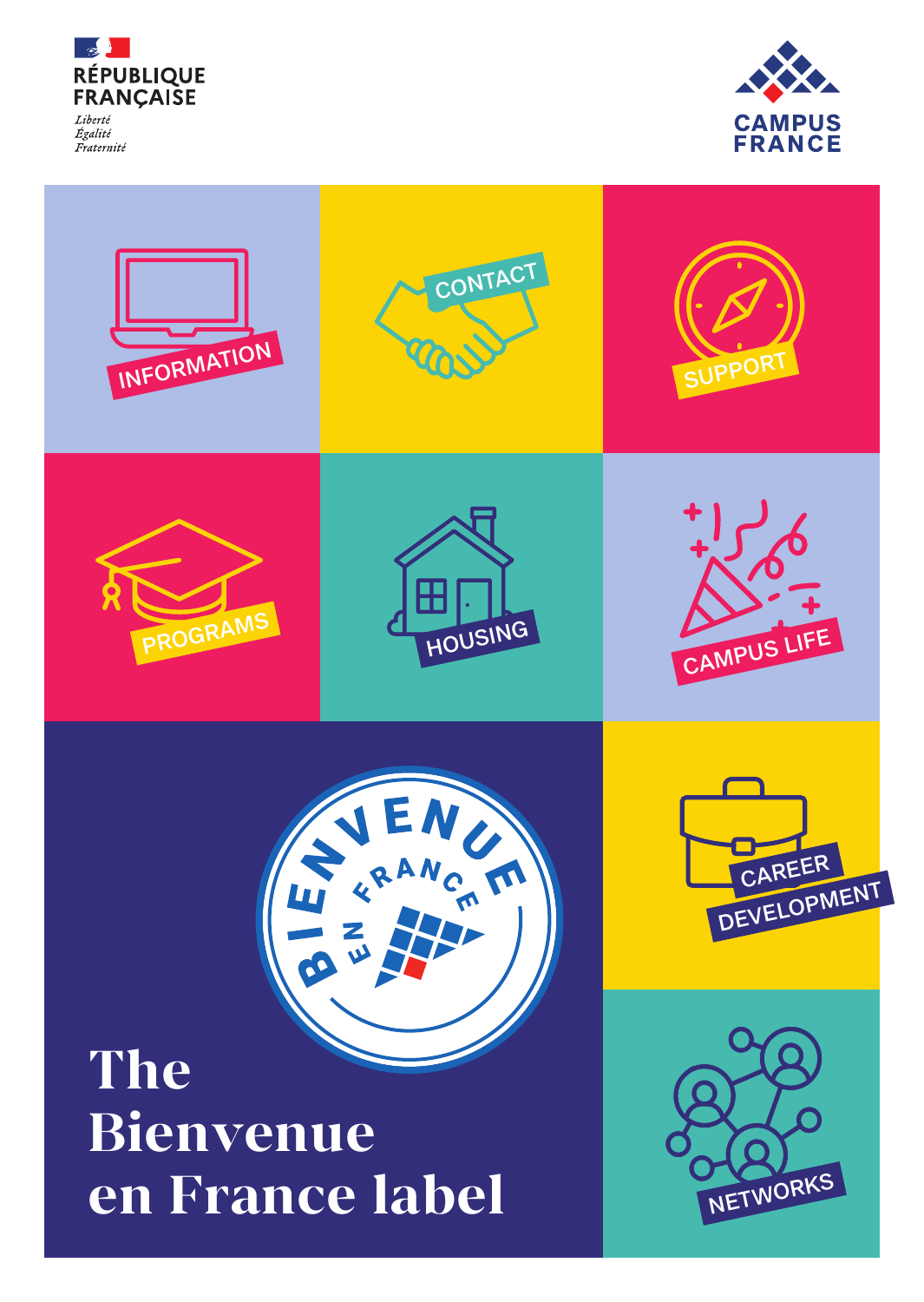RÉPUBLIQUE FRANÇAISE

*Liberté*
*Égalité*
*Fraternité*

CAMPUS FRANCE

INFORMATION

CONTACT

SUPPORT

PROGRAMS

HOUSING

CAMPUS LIFE

BIENVENUE EN FRANCE

CAREER DEVELOPMENT

NETWORKS

# The Bienvenue en France label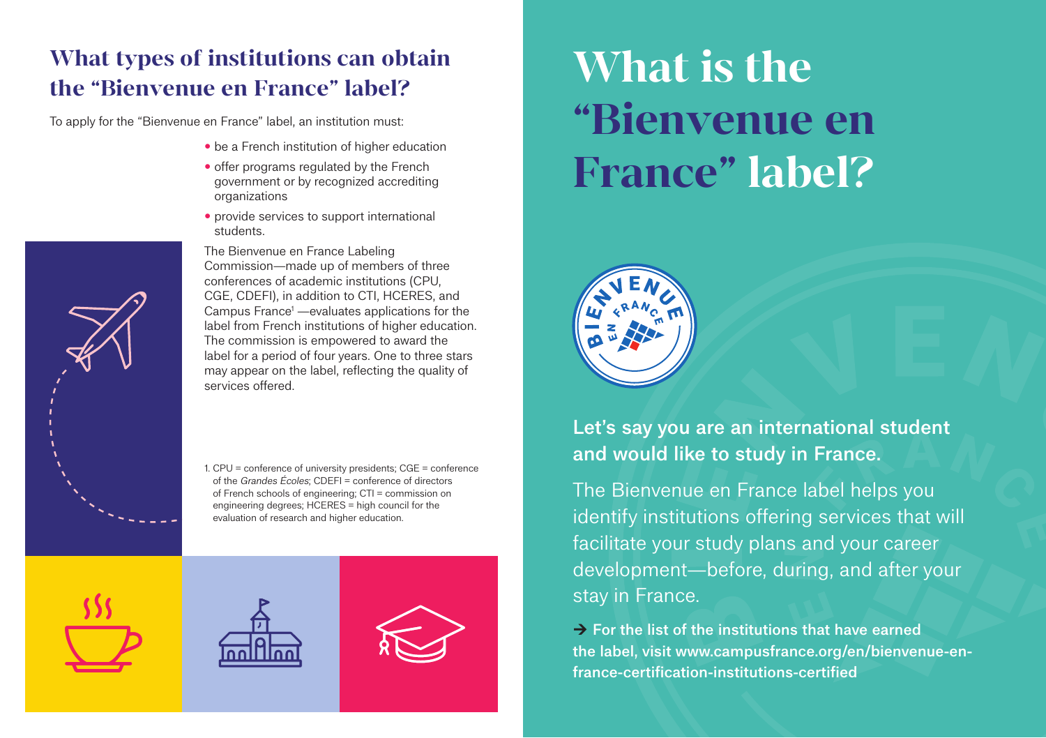## What types of institutions can obtain the "Bienvenue en France" label?

To apply for the "Bienvenue en France" label, an institution must:

- be a French institution of higher education
- offer programs regulated by the French government or by recognized accrediting organizations
- provide services to support international students.

The Bienvenue en France Labeling Commission—made up of members of three conferences of academic institutions (CPU, CGE, CDEFI), in addition to CTI, HCERES, and Campus France[1] —evaluates applications for the label from French institutions of higher education. The commission is empowered to award the label for a period of four years. One to three stars may appear on the label, reflecting the quality of services offered.

1. CPU = conference of university presidents; CGE = conference of the *Grandes Écoles*; CDEFI = conference of directors of French schools of engineering; CTI = commission on engineering degrees; HCERES = high council for the evaluation of research and higher education.

# What is the "Bienvenue en France" label?

**Let's say you are an international student and would like to study in France.**

The Bienvenue en France label helps you identify institutions offering services that will facilitate your study plans and your career development—before, during, and after your stay in France.

**→ For the list of the institutions that have earned the label, visit www.campusfrance.org/en/bienvenue-en-france-certification-institutions-certified**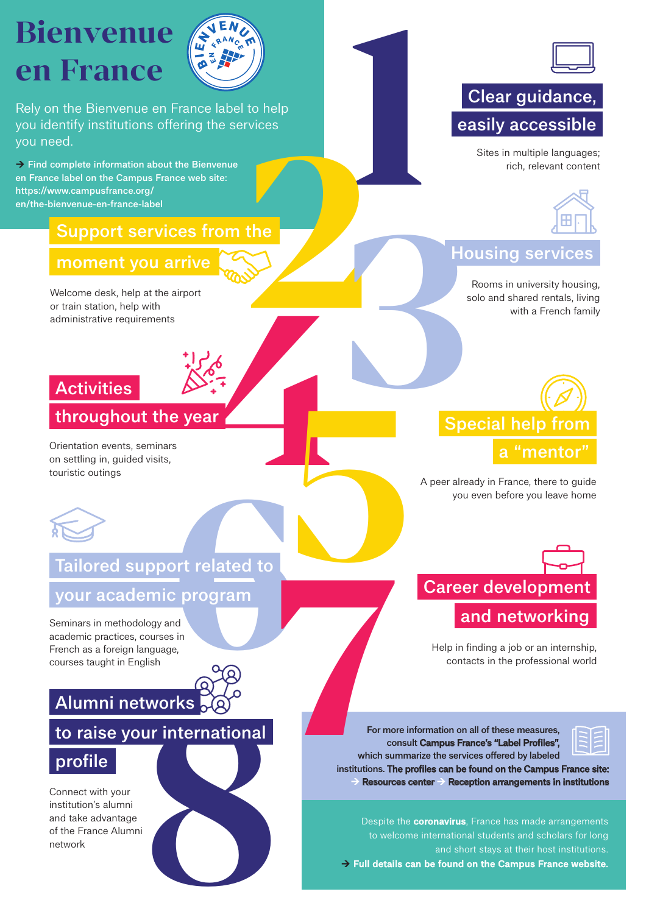# Bienvenue en France

Rely on the Bienvenue en France label to help you identify institutions offering the services you need.

→ **Find complete information about the Bienvenue en France label on the Campus France web site: https://www.campusfrance.org/en/the-bienvenue-en-france-label**

## 1. Clear guidance, easily accessible

Sites in multiple languages; rich, relevant content

## 2. Support services from the moment you arrive

Welcome desk, help at the airport or train station, help with administrative requirements

## 3. Housing services

Rooms in university housing, solo and shared rentals, living with a French family

## 4. Activities throughout the year

Orientation events, seminars on settling in, guided visits, touristic outings

## 5. Special help from a "mentor"

A peer already in France, there to guide you even before you leave home

## 6. Tailored support related to your academic program

Seminars in methodology and academic practices, courses in French as a foreign language, courses taught in English

## 7. Career development and networking

Help in finding a job or an internship, contacts in the professional world

## 8. Alumni networks to raise your international profile

Connect with your institution's alumni and take advantage of the France Alumni network

For more information on all of these measures, consult **Campus France's "Label Profiles"**, which summarize the services offered by labeled institutions. **The profiles can be found on the Campus France site:**
→ **Resources center** → **Reception arrangements in institutions**

Despite the **coronavirus**, France has made arrangements to welcome international students and scholars for long and short stays at their host institutions.
→ **Full details can be found on the Campus France website.**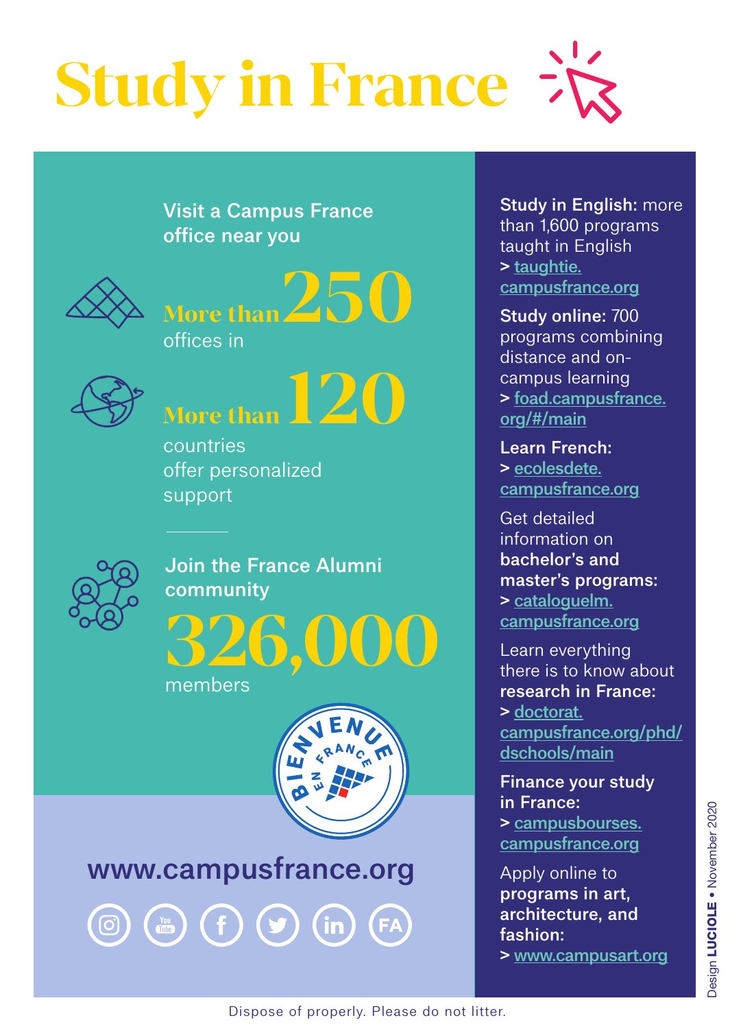# Study in France

Visit a Campus France office near you

More than **250** offices in

More than **120** countries offer personalized support

Join the France Alumni community

**326,000** members

BIENVENUE EN FRANCE

www.campusfrance.org

**Study in English:** more than 1,600 programs taught in English
> taughtie.campusfrance.org

**Study online:** 700 programs combining distance and on-campus learning
> foad.campusfrance.org/#/main

**Learn French:**
> ecolesdete.campusfrance.org

Get detailed information on **bachelor's and master's programs:**
> cataloguelm.campusfrance.org

Learn everything there is to know about **research in France:**
> doctorat.campusfrance.org/phd/dschools/main

**Finance your study in France:**
> campusbourses.campusfrance.org

Apply online to **programs in art, architecture, and fashion:**
> www.campusart.org

Design **LUCIOLE** • November 2020

Dispose of properly. Please do not litter.